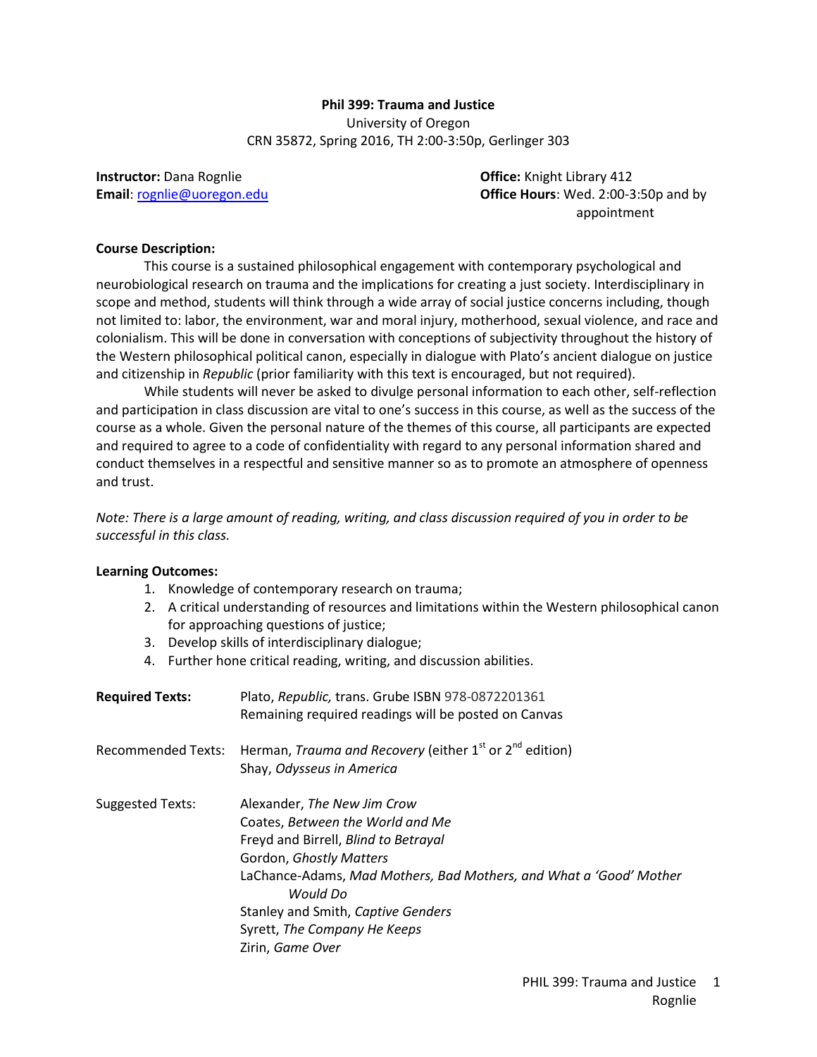**Phil 399: Trauma and Justice**

University of Oregon

CRN 35872, Spring 2016, TH 2:00-3:50p, Gerlinger 303

**Instructor:** Dana Rognlie
**Email**: rognlie@uoregon.edu

**Office:** Knight Library 412
**Office Hours**: Wed. 2:00-3:50p and by appointment

**Course Description:**

This course is a sustained philosophical engagement with contemporary psychological and neurobiological research on trauma and the implications for creating a just society. Interdisciplinary in scope and method, students will think through a wide array of social justice concerns including, though not limited to: labor, the environment, war and moral injury, motherhood, sexual violence, and race and colonialism. This will be done in conversation with conceptions of subjectivity throughout the history of the Western philosophical political canon, especially in dialogue with Plato's ancient dialogue on justice and citizenship in *Republic* (prior familiarity with this text is encouraged, but not required).

While students will never be asked to divulge personal information to each other, self-reflection and participation in class discussion are vital to one's success in this course, as well as the success of the course as a whole. Given the personal nature of the themes of this course, all participants are expected and required to agree to a code of confidentiality with regard to any personal information shared and conduct themselves in a respectful and sensitive manner so as to promote an atmosphere of openness and trust.

*Note: There is a large amount of reading, writing, and class discussion required of you in order to be successful in this class.*

**Learning Outcomes:**

1. Knowledge of contemporary research on trauma;
2. A critical understanding of resources and limitations within the Western philosophical canon for approaching questions of justice;
3. Develop skills of interdisciplinary dialogue;
4. Further hone critical reading, writing, and discussion abilities.

**Required Texts:**
Plato, *Republic,* trans. Grube ISBN 978-0872201361
Remaining required readings will be posted on Canvas

Recommended Texts:
Herman, *Trauma and Recovery* (either 1st or 2nd edition)
Shay, *Odysseus in America*

Suggested Texts:
Alexander, *The New Jim Crow*
Coates, *Between the World and Me*
Freyd and Birrell, *Blind to Betrayal*
Gordon, *Ghostly Matters*
LaChance-Adams, *Mad Mothers, Bad Mothers, and What a 'Good' Mother Would Do*
Stanley and Smith, *Captive Genders*
Syrett, *The Company He Keeps*
Zirin, *Game Over*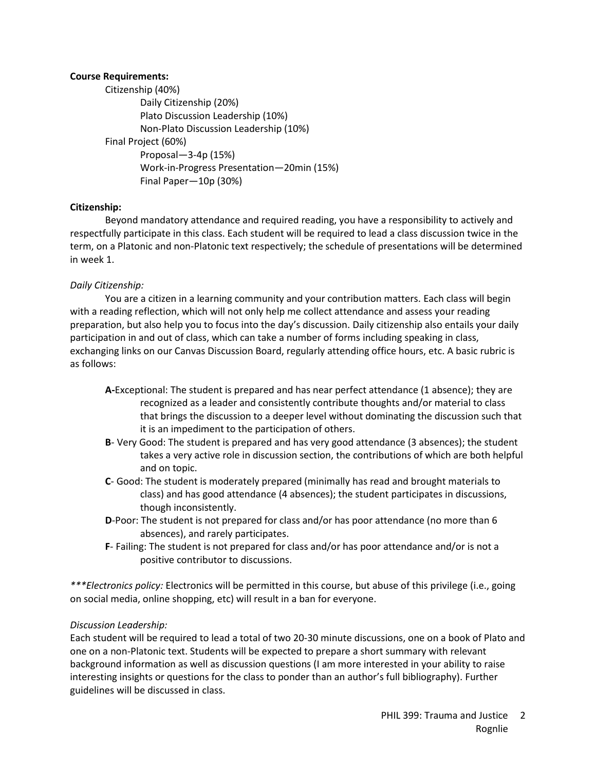**Course Requirements:**

- Citizenship (40%)
  - Daily Citizenship (20%)
  - Plato Discussion Leadership (10%)
  - Non-Plato Discussion Leadership (10%)
- Final Project (60%)
  - Proposal—3-4p (15%)
  - Work-in-Progress Presentation—20min (15%)
  - Final Paper—10p (30%)

**Citizenship:**

Beyond mandatory attendance and required reading, you have a responsibility to actively and respectfully participate in this class. Each student will be required to lead a class discussion twice in the term, on a Platonic and non-Platonic text respectively; the schedule of presentations will be determined in week 1.

*Daily Citizenship:*

You are a citizen in a learning community and your contribution matters. Each class will begin with a reading reflection, which will not only help me collect attendance and assess your reading preparation, but also help you to focus into the day's discussion. Daily citizenship also entails your daily participation in and out of class, which can take a number of forms including speaking in class, exchanging links on our Canvas Discussion Board, regularly attending office hours, etc. A basic rubric is as follows:

- **A-**Exceptional: The student is prepared and has near perfect attendance (1 absence); they are recognized as a leader and consistently contribute thoughts and/or material to class that brings the discussion to a deeper level without dominating the discussion such that it is an impediment to the participation of others.
- **B**- Very Good: The student is prepared and has very good attendance (3 absences); the student takes a very active role in discussion section, the contributions of which are both helpful and on topic.
- **C**- Good: The student is moderately prepared (minimally has read and brought materials to class) and has good attendance (4 absences); the student participates in discussions, though inconsistently.
- **D**-Poor: The student is not prepared for class and/or has poor attendance (no more than 6 absences), and rarely participates.
- **F**- Failing: The student is not prepared for class and/or has poor attendance and/or is not a positive contributor to discussions.

****Electronics policy:* Electronics will be permitted in this course, but abuse of this privilege (i.e., going on social media, online shopping, etc) will result in a ban for everyone.

*Discussion Leadership:*

Each student will be required to lead a total of two 20-30 minute discussions, one on a book of Plato and one on a non-Platonic text. Students will be expected to prepare a short summary with relevant background information as well as discussion questions (I am more interested in your ability to raise interesting insights or questions for the class to ponder than an author's full bibliography). Further guidelines will be discussed in class.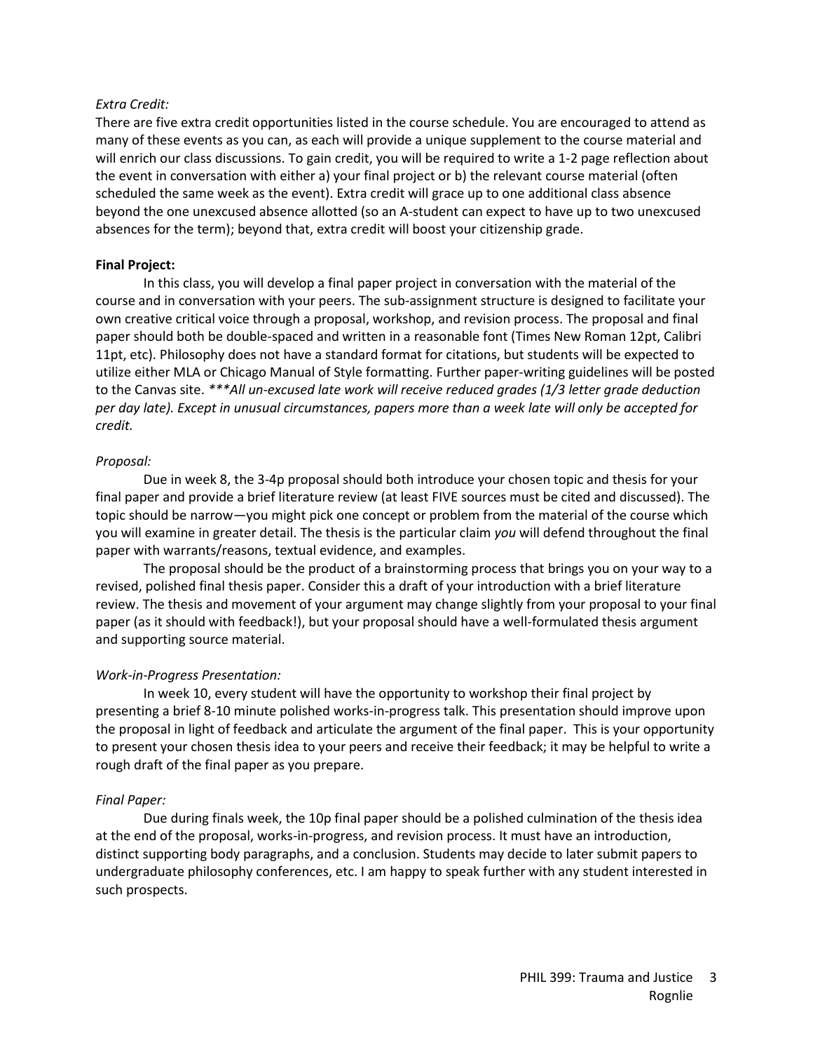*Extra Credit:*

There are five extra credit opportunities listed in the course schedule. You are encouraged to attend as many of these events as you can, as each will provide a unique supplement to the course material and will enrich our class discussions. To gain credit, you will be required to write a 1-2 page reflection about the event in conversation with either a) your final project or b) the relevant course material (often scheduled the same week as the event). Extra credit will grace up to one additional class absence beyond the one unexcused absence allotted (so an A-student can expect to have up to two unexcused absences for the term); beyond that, extra credit will boost your citizenship grade.

**Final Project:**

In this class, you will develop a final paper project in conversation with the material of the course and in conversation with your peers. The sub-assignment structure is designed to facilitate your own creative critical voice through a proposal, workshop, and revision process. The proposal and final paper should both be double-spaced and written in a reasonable font (Times New Roman 12pt, Calibri 11pt, etc). Philosophy does not have a standard format for citations, but students will be expected to utilize either MLA or Chicago Manual of Style formatting. Further paper-writing guidelines will be posted to the Canvas site. *\*\*\*All un-excused late work will receive reduced grades (1/3 letter grade deduction per day late). Except in unusual circumstances, papers more than a week late will only be accepted for credit.*

*Proposal:*

Due in week 8, the 3-4p proposal should both introduce your chosen topic and thesis for your final paper and provide a brief literature review (at least FIVE sources must be cited and discussed). The topic should be narrow—you might pick one concept or problem from the material of the course which you will examine in greater detail. The thesis is the particular claim *you* will defend throughout the final paper with warrants/reasons, textual evidence, and examples.

The proposal should be the product of a brainstorming process that brings you on your way to a revised, polished final thesis paper. Consider this a draft of your introduction with a brief literature review. The thesis and movement of your argument may change slightly from your proposal to your final paper (as it should with feedback!), but your proposal should have a well-formulated thesis argument and supporting source material.

*Work-in-Progress Presentation:*

In week 10, every student will have the opportunity to workshop their final project by presenting a brief 8-10 minute polished works-in-progress talk. This presentation should improve upon the proposal in light of feedback and articulate the argument of the final paper. This is your opportunity to present your chosen thesis idea to your peers and receive their feedback; it may be helpful to write a rough draft of the final paper as you prepare.

*Final Paper:*

Due during finals week, the 10p final paper should be a polished culmination of the thesis idea at the end of the proposal, works-in-progress, and revision process. It must have an introduction, distinct supporting body paragraphs, and a conclusion. Students may decide to later submit papers to undergraduate philosophy conferences, etc. I am happy to speak further with any student interested in such prospects.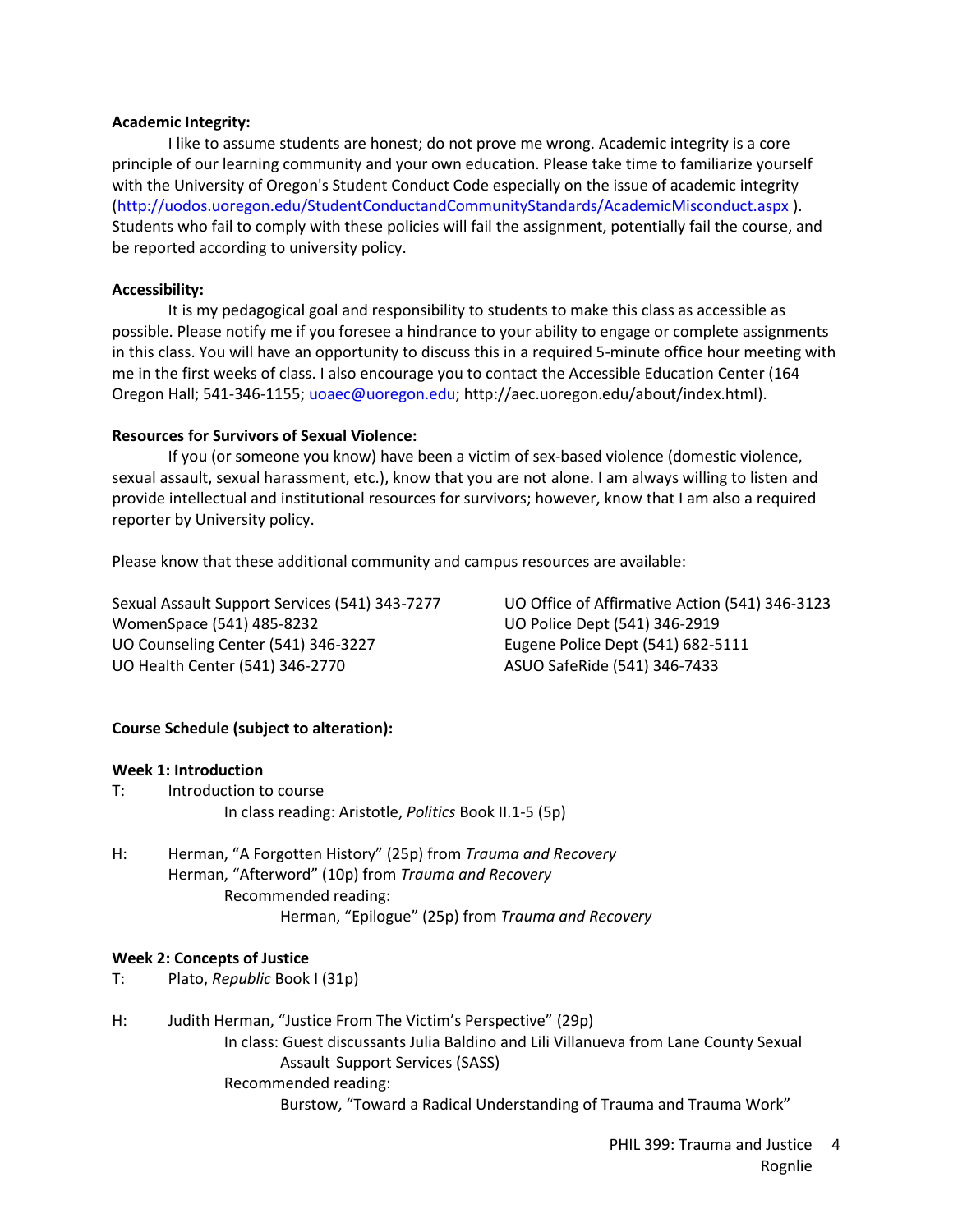**Academic Integrity:**

I like to assume students are honest; do not prove me wrong. Academic integrity is a core principle of our learning community and your own education. Please take time to familiarize yourself with the University of Oregon's Student Conduct Code especially on the issue of academic integrity (http://uodos.uoregon.edu/StudentConductandCommunityStandards/AcademicMisconduct.aspx ). Students who fail to comply with these policies will fail the assignment, potentially fail the course, and be reported according to university policy.

**Accessibility:**

It is my pedagogical goal and responsibility to students to make this class as accessible as possible. Please notify me if you foresee a hindrance to your ability to engage or complete assignments in this class. You will have an opportunity to discuss this in a required 5-minute office hour meeting with me in the first weeks of class. I also encourage you to contact the Accessible Education Center (164 Oregon Hall; 541-346-1155; uoaec@uoregon.edu; http://aec.uoregon.edu/about/index.html).

**Resources for Survivors of Sexual Violence:**

If you (or someone you know) have been a victim of sex-based violence (domestic violence, sexual assault, sexual harassment, etc.), know that you are not alone. I am always willing to listen and provide intellectual and institutional resources for survivors; however, know that I am also a required reporter by University policy.

Please know that these additional community and campus resources are available:

Sexual Assault Support Services (541) 343-7277
WomenSpace (541) 485-8232
UO Counseling Center (541) 346-3227
UO Health Center (541) 346-2770
UO Office of Affirmative Action (541) 346-3123
UO Police Dept (541) 346-2919
Eugene Police Dept (541) 682-5111
ASUO SafeRide (541) 346-7433

**Course Schedule (subject to alteration):**

**Week 1: Introduction**

T: Introduction to course
- In class reading: Aristotle, *Politics* Book II.1-5 (5p)

H: Herman, "A Forgotten History" (25p) from *Trauma and Recovery*
Herman, "Afterword" (10p) from *Trauma and Recovery*
- Recommended reading:
  - Herman, "Epilogue" (25p) from *Trauma and Recovery*

**Week 2: Concepts of Justice**

T: Plato, *Republic* Book I (31p)

H: Judith Herman, "Justice From The Victim's Perspective" (29p)
- In class: Guest discussants Julia Baldino and Lili Villanueva from Lane County Sexual Assault Support Services (SASS)
- Recommended reading:
  - Burstow, "Toward a Radical Understanding of Trauma and Trauma Work"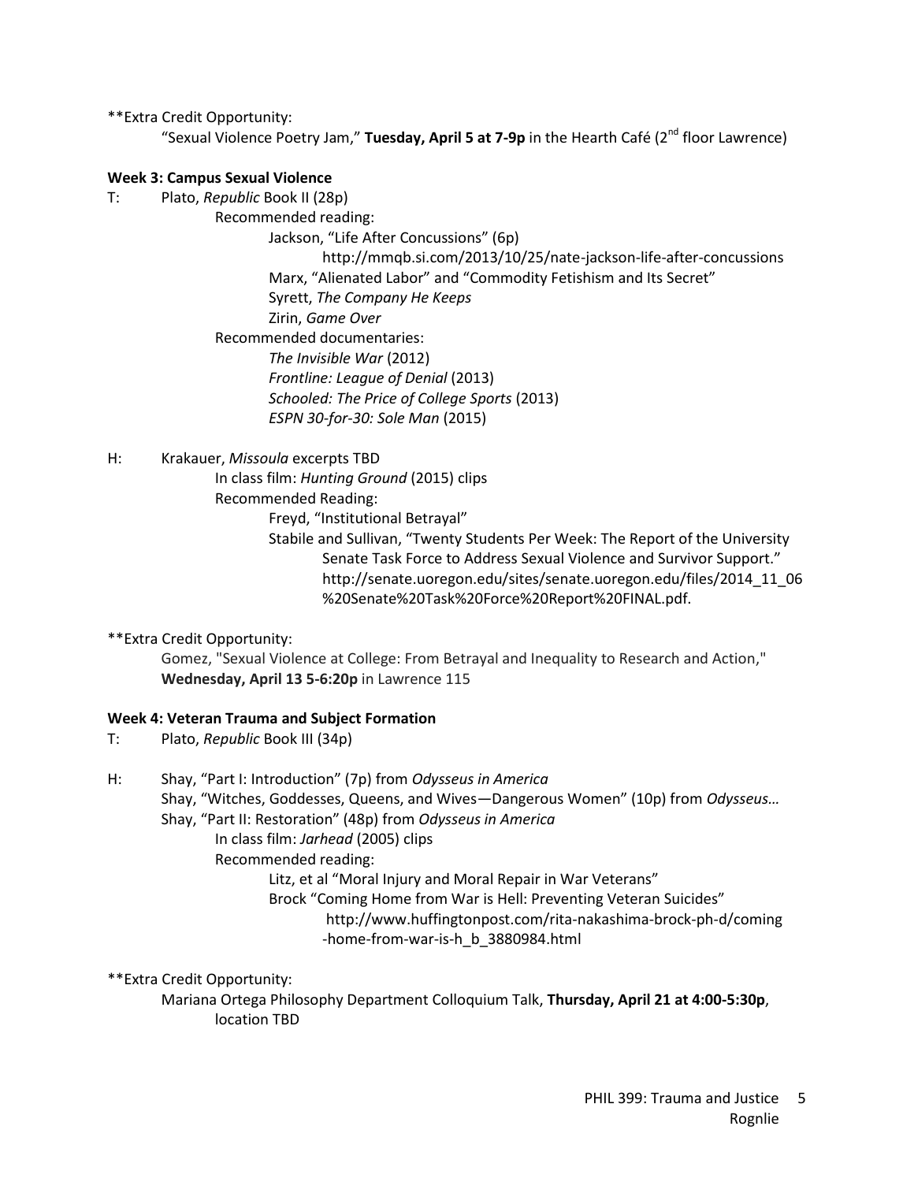**Extra Credit Opportunity:

"Sexual Violence Poetry Jam," **Tuesday, April 5 at 7-9p** in the Hearth Café (2nd floor Lawrence)

**Week 3: Campus Sexual Violence**

T: Plato, *Republic* Book II (28p)

- Recommended reading:
  - Jackson, "Life After Concussions" (6p)
    - http://mmqb.si.com/2013/10/25/nate-jackson-life-after-concussions
  - Marx, "Alienated Labor" and "Commodity Fetishism and Its Secret"
  - Syrett, *The Company He Keeps*
  - Zirin, *Game Over*
- Recommended documentaries:
  - *The Invisible War* (2012)
  - *Frontline: League of Denial* (2013)
  - *Schooled: The Price of College Sports* (2013)
  - *ESPN 30-for-30: Sole Man* (2015)

H: Krakauer, *Missoula* excerpts TBD

- In class film: *Hunting Ground* (2015) clips
- Recommended Reading:
  - Freyd, "Institutional Betrayal"
  - Stabile and Sullivan, "Twenty Students Per Week: The Report of the University Senate Task Force to Address Sexual Violence and Survivor Support." http://senate.uoregon.edu/sites/senate.uoregon.edu/files/2014_11_06%20Senate%20Task%20Force%20Report%20FINAL.pdf.

**Extra Credit Opportunity:

Gomez, "Sexual Violence at College: From Betrayal and Inequality to Research and Action," **Wednesday, April 13 5-6:20p** in Lawrence 115

**Week 4: Veteran Trauma and Subject Formation**

T: Plato, *Republic* Book III (34p)

H: Shay, "Part I: Introduction" (7p) from *Odysseus in America*

Shay, "Witches, Goddesses, Queens, and Wives—Dangerous Women" (10p) from *Odysseus…*

Shay, "Part II: Restoration" (48p) from *Odysseus in America*

- In class film: *Jarhead* (2005) clips
- Recommended reading:
  - Litz, et al "Moral Injury and Moral Repair in War Veterans"
  - Brock "Coming Home from War is Hell: Preventing Veteran Suicides"
    - http://www.huffingtonpost.com/rita-nakashima-brock-ph-d/coming-home-from-war-is-h_b_3880984.html

**Extra Credit Opportunity:

Mariana Ortega Philosophy Department Colloquium Talk, **Thursday, April 21 at 4:00-5:30p**, location TBD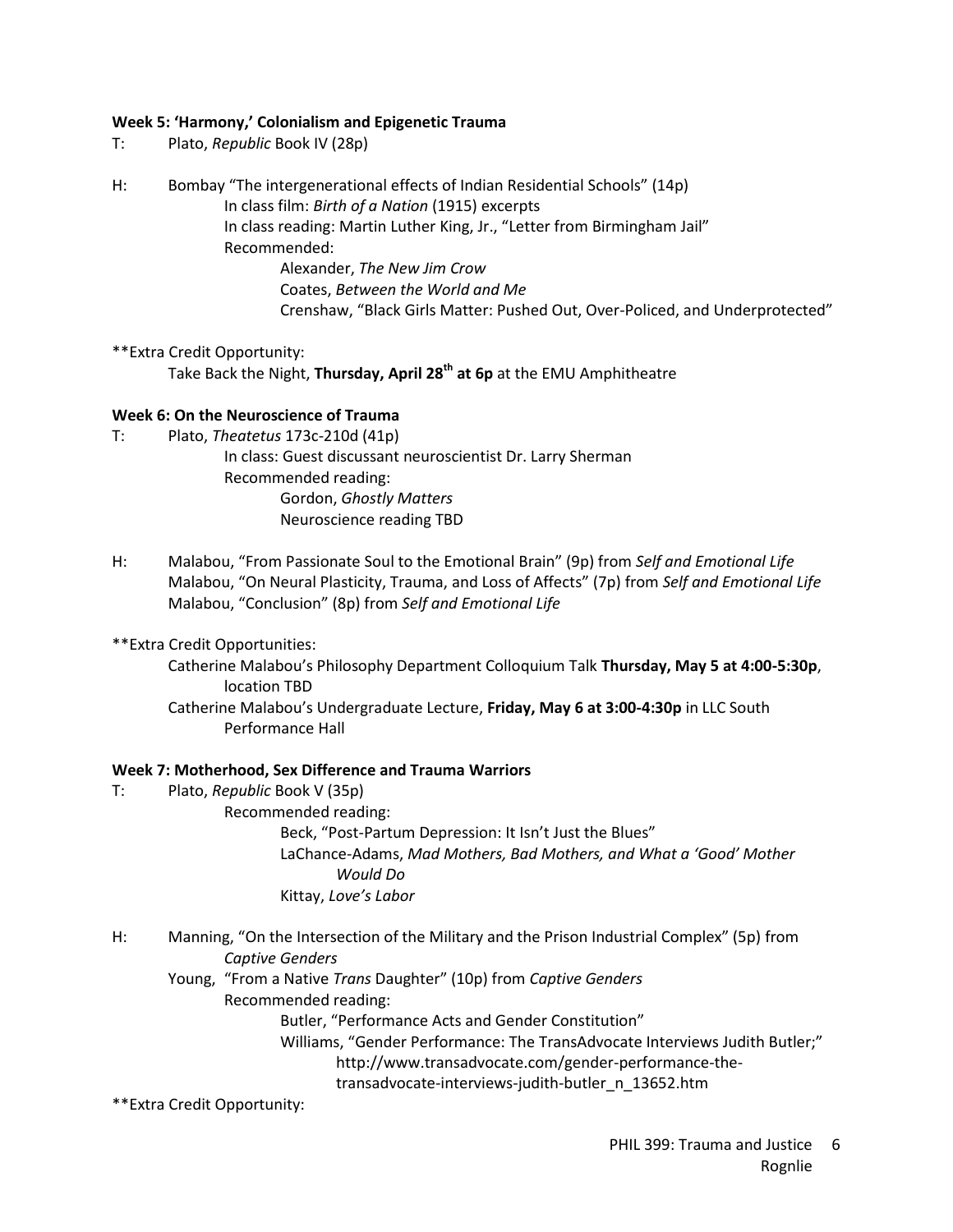**Week 5: 'Harmony,' Colonialism and Epigenetic Trauma**

T: Plato, *Republic* Book IV (28p)

H: Bombay "The intergenerational effects of Indian Residential Schools" (14p)
  - In class film: *Birth of a Nation* (1915) excerpts
  - In class reading: Martin Luther King, Jr., "Letter from Birmingham Jail"
  - Recommended:
    - Alexander, *The New Jim Crow*
    - Coates, *Between the World and Me*
    - Crenshaw, "Black Girls Matter: Pushed Out, Over-Policed, and Underprotected"

**Extra Credit Opportunity:
  Take Back the Night, **Thursday, April 28th at 6p** at the EMU Amphitheatre

**Week 6: On the Neuroscience of Trauma**

T: Plato, *Theatetus* 173c-210d (41p)
  - In class: Guest discussant neuroscientist Dr. Larry Sherman
  - Recommended reading:
    - Gordon, *Ghostly Matters*
    - Neuroscience reading TBD

H: Malabou, "From Passionate Soul to the Emotional Brain" (9p) from *Self and Emotional Life*
  Malabou, "On Neural Plasticity, Trauma, and Loss of Affects" (7p) from *Self and Emotional Life*
  Malabou, "Conclusion" (8p) from *Self and Emotional Life*

**Extra Credit Opportunities:
  Catherine Malabou's Philosophy Department Colloquium Talk **Thursday, May 5 at 4:00-5:30p**, location TBD
  Catherine Malabou's Undergraduate Lecture, **Friday, May 6 at 3:00-4:30p** in LLC South Performance Hall

**Week 7: Motherhood, Sex Difference and Trauma Warriors**

T: Plato, *Republic* Book V (35p)
  - Recommended reading:
    - Beck, "Post-Partum Depression: It Isn't Just the Blues"
    - LaChance-Adams, *Mad Mothers, Bad Mothers, and What a 'Good' Mother Would Do*
    - Kittay, *Love's Labor*

H: Manning, "On the Intersection of the Military and the Prison Industrial Complex" (5p) from *Captive Genders*
  Young, "From a Native *Trans* Daughter" (10p) from *Captive Genders*
  - Recommended reading:
    - Butler, "Performance Acts and Gender Constitution"
    - Williams, "Gender Performance: The TransAdvocate Interviews Judith Butler;" http://www.transadvocate.com/gender-performance-the-transadvocate-interviews-judith-butler_n_13652.htm

**Extra Credit Opportunity: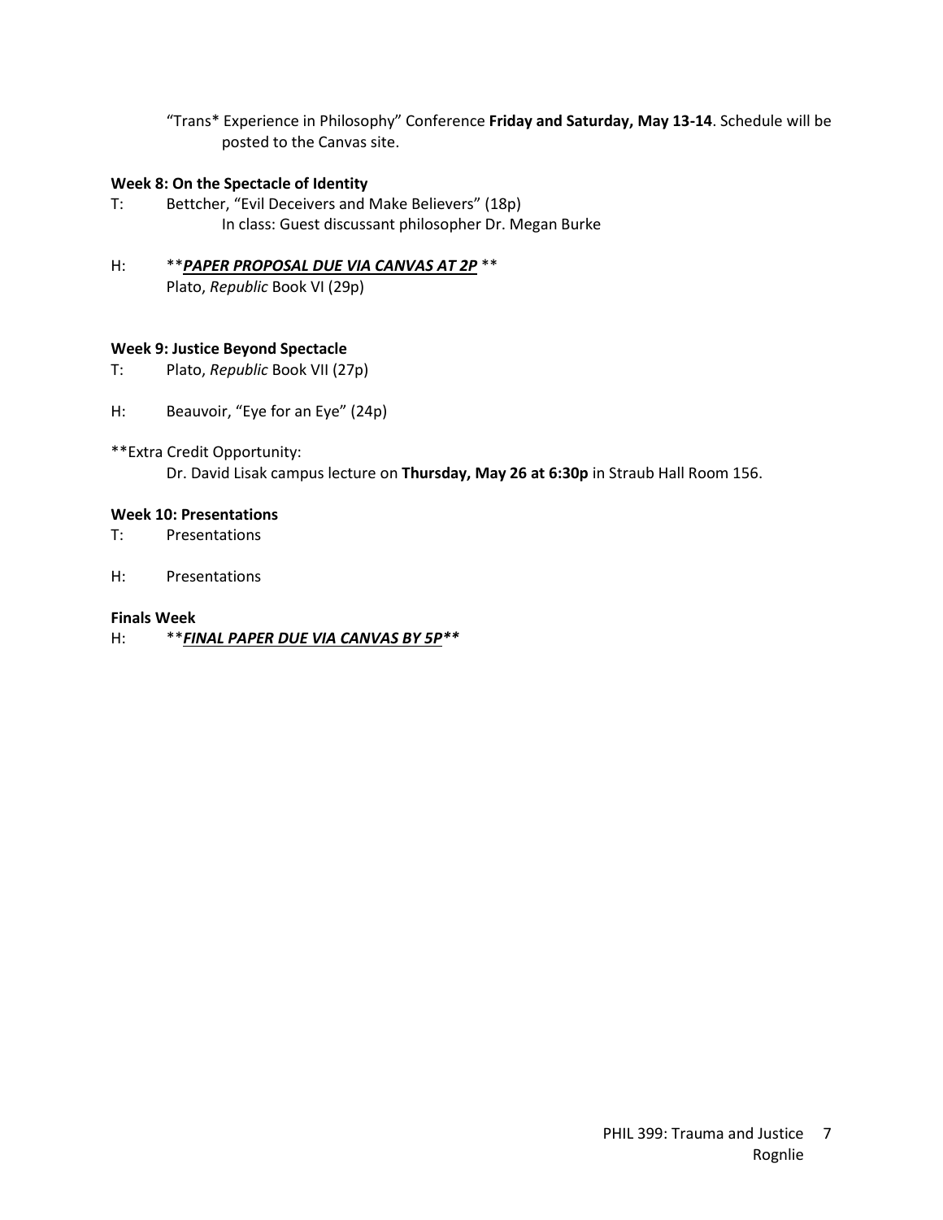"Trans* Experience in Philosophy" Conference **Friday and Saturday, May 13-14**. Schedule will be posted to the Canvas site.

**Week 8: On the Spectacle of Identity**

T: Bettcher, "Evil Deceivers and Make Believers" (18p)
In class: Guest discussant philosopher Dr. Megan Burke

H: ***<u>PAPER PROPOSAL DUE VIA CANVAS AT 2P</u>*** **
Plato, *Republic* Book VI (29p)

**Week 9: Justice Beyond Spectacle**

T: Plato, *Republic* Book VII (27p)

H: Beauvoir, "Eye for an Eye" (24p)

**Extra Credit Opportunity:
Dr. David Lisak campus lecture on **Thursday, May 26 at 6:30p** in Straub Hall Room 156.

**Week 10: Presentations**

T: Presentations

H: Presentations

**Finals Week**

H: ***<u>FINAL PAPER DUE VIA CANVAS BY 5P</u>***